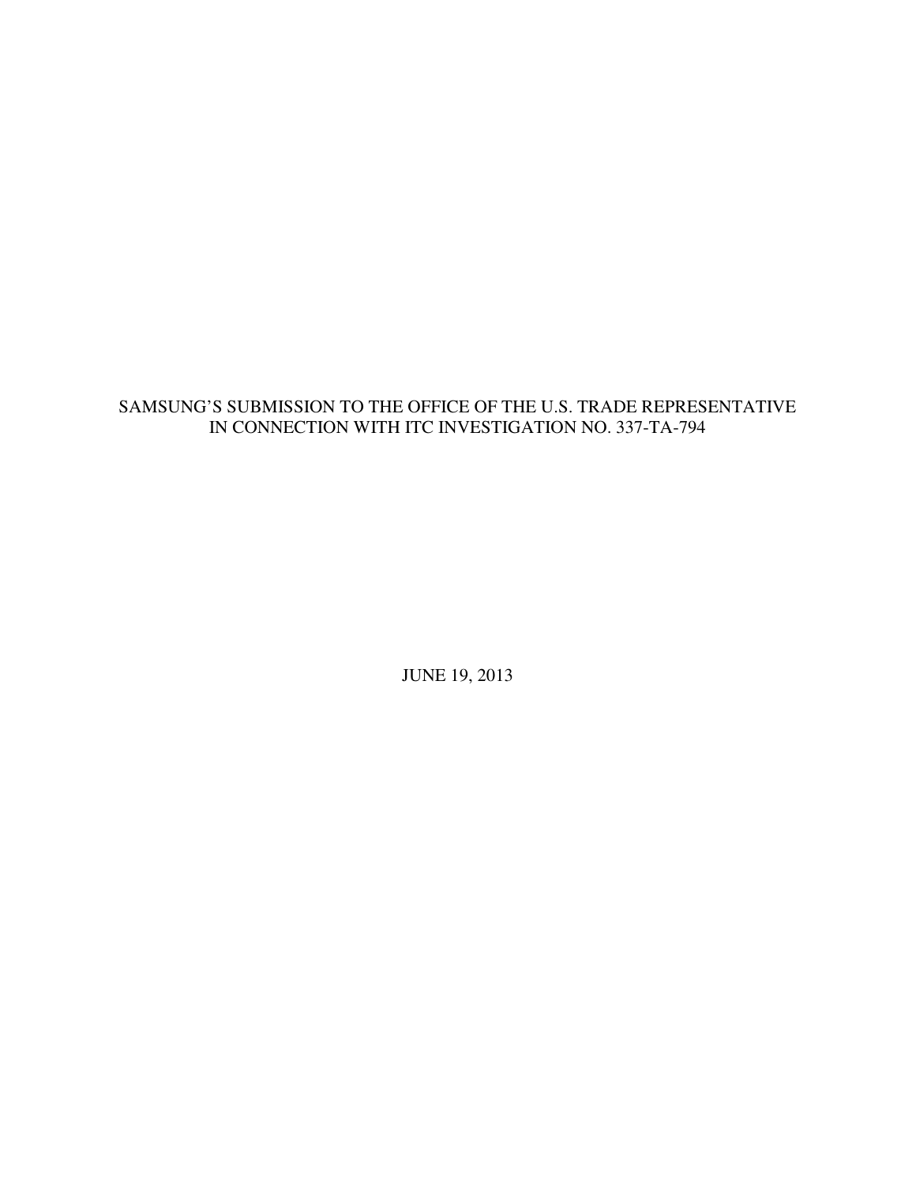# SAMSUNG'S SUBMISSION TO THE OFFICE OF THE U.S. TRADE REPRESENTATIVE IN CONNECTION WITH ITC INVESTIGATION NO. 337-TA-794

JUNE 19, 2013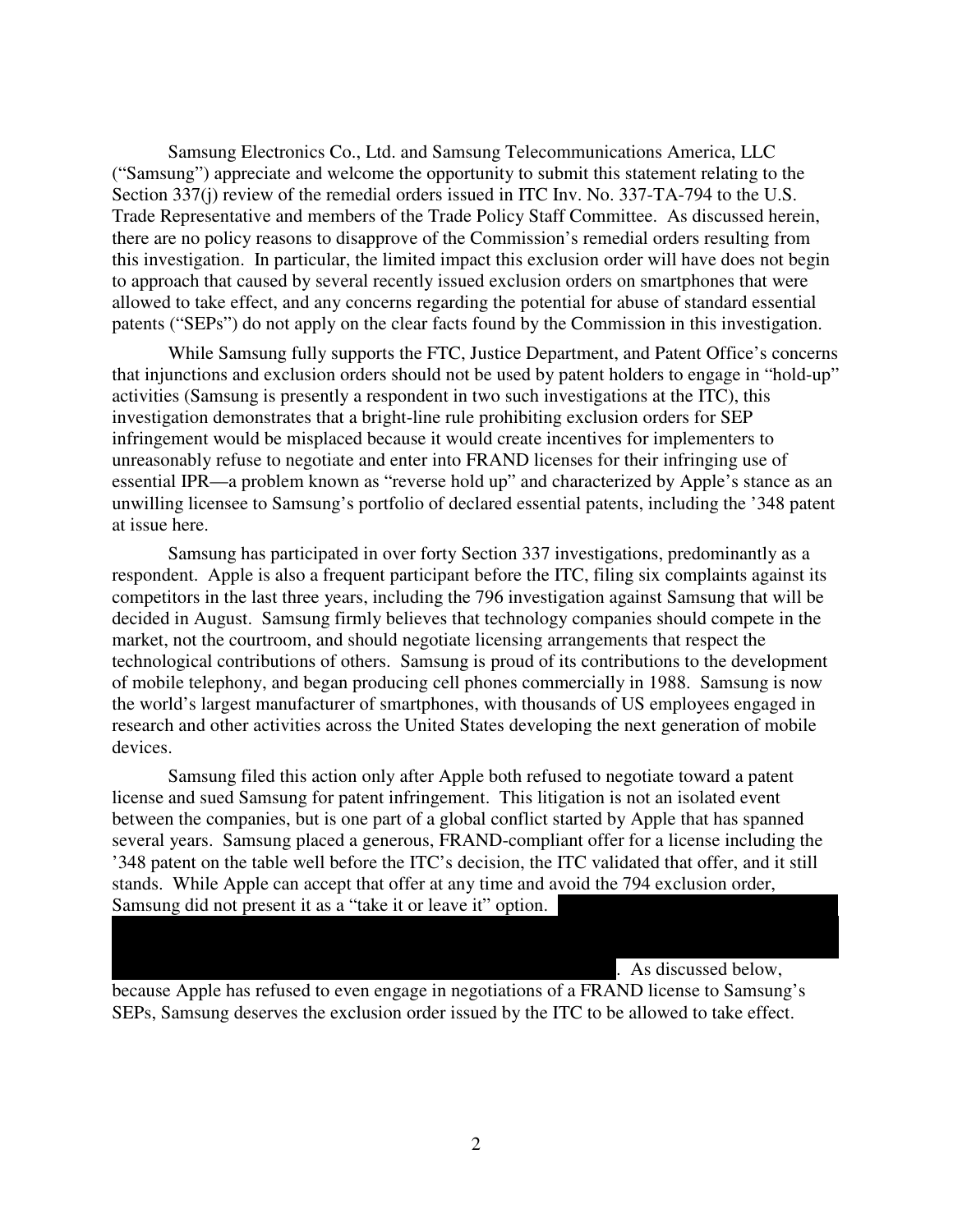Samsung Electronics Co., Ltd. and Samsung Telecommunications America, LLC ("Samsung") appreciate and welcome the opportunity to submit this statement relating to the Section 337(j) review of the remedial orders issued in ITC Inv. No. 337-TA-794 to the U.S. Trade Representative and members of the Trade Policy Staff Committee. As discussed herein, there are no policy reasons to disapprove of the Commission's remedial orders resulting from this investigation. In particular, the limited impact this exclusion order will have does not begin to approach that caused by several recently issued exclusion orders on smartphones that were allowed to take effect, and any concerns regarding the potential for abuse of standard essential patents ("SEPs") do not apply on the clear facts found by the Commission in this investigation.

While Samsung fully supports the FTC, Justice Department, and Patent Office's concerns that injunctions and exclusion orders should not be used by patent holders to engage in "hold-up" activities (Samsung is presently a respondent in two such investigations at the ITC), this investigation demonstrates that a bright-line rule prohibiting exclusion orders for SEP infringement would be misplaced because it would create incentives for implementers to unreasonably refuse to negotiate and enter into FRAND licenses for their infringing use of essential IPR—a problem known as "reverse hold up" and characterized by Apple's stance as an unwilling licensee to Samsung's portfolio of declared essential patents, including the '348 patent at issue here.

Samsung has participated in over forty Section 337 investigations, predominantly as a respondent. Apple is also a frequent participant before the ITC, filing six complaints against its competitors in the last three years, including the 796 investigation against Samsung that will be decided in August. Samsung firmly believes that technology companies should compete in the market, not the courtroom, and should negotiate licensing arrangements that respect the technological contributions of others. Samsung is proud of its contributions to the development of mobile telephony, and began producing cell phones commercially in 1988. Samsung is now the world's largest manufacturer of smartphones, with thousands of US employees engaged in research and other activities across the United States developing the next generation of mobile devices.

Samsung filed this action only after Apple both refused to negotiate toward a patent license and sued Samsung for patent infringement. This litigation is not an isolated event between the companies, but is one part of a global conflict started by Apple that has spanned several years. Samsung placed a generous, FRAND-compliant offer for a license including the '348 patent on the table well before the ITC's decision, the ITC validated that offer, and it still stands. While Apple can accept that offer at any time and avoid the 794 exclusion order, Samsung did not present it as a "take it or leave it" option. [REDACTED]. As discussed below, because Apple has refused to even engage in negotiations of a FRAND license to Samsung's SEPs, Samsung deserves the exclusion order issued by the ITC to be allowed to take effect.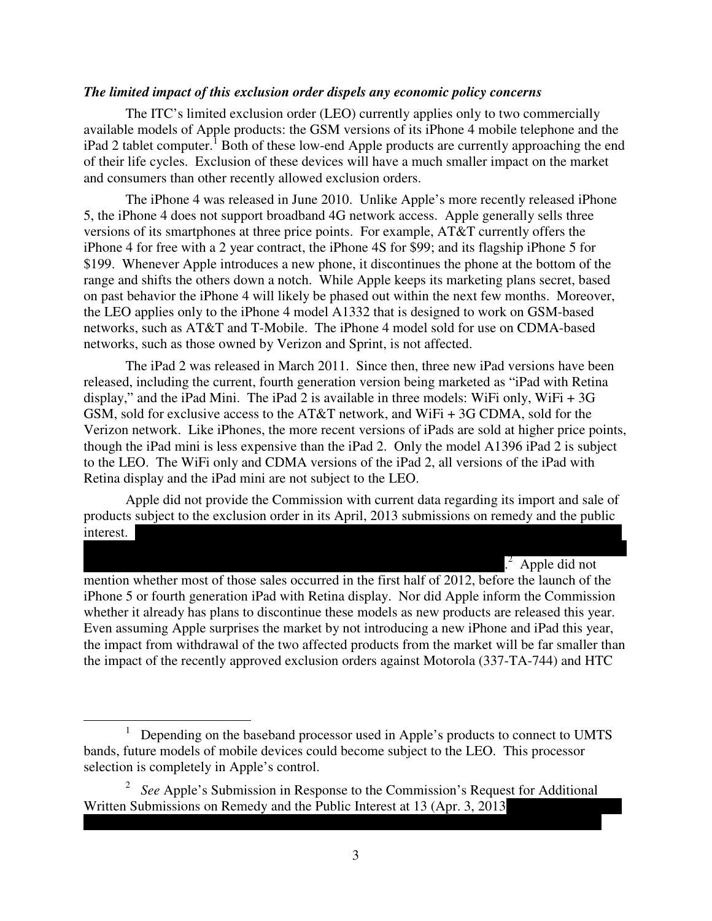***The limited impact of this exclusion order dispels any economic policy concerns***

The ITC's limited exclusion order (LEO) currently applies only to two commercially available models of Apple products: the GSM versions of its iPhone 4 mobile telephone and the iPad 2 tablet computer.[1] Both of these low-end Apple products are currently approaching the end of their life cycles. Exclusion of these devices will have a much smaller impact on the market and consumers than other recently allowed exclusion orders.

The iPhone 4 was released in June 2010. Unlike Apple's more recently released iPhone 5, the iPhone 4 does not support broadband 4G network access. Apple generally sells three versions of its smartphones at three price points. For example, AT&T currently offers the iPhone 4 for free with a 2 year contract, the iPhone 4S for $99; and its flagship iPhone 5 for $199. Whenever Apple introduces a new phone, it discontinues the phone at the bottom of the range and shifts the others down a notch. While Apple keeps its marketing plans secret, based on past behavior the iPhone 4 will likely be phased out within the next few months. Moreover, the LEO applies only to the iPhone 4 model A1332 that is designed to work on GSM-based networks, such as AT&T and T-Mobile. The iPhone 4 model sold for use on CDMA-based networks, such as those owned by Verizon and Sprint, is not affected.

The iPad 2 was released in March 2011. Since then, three new iPad versions have been released, including the current, fourth generation version being marketed as "iPad with Retina display," and the iPad Mini. The iPad 2 is available in three models: WiFi only, WiFi + 3G GSM, sold for exclusive access to the AT&T network, and WiFi + 3G CDMA, sold for the Verizon network. Like iPhones, the more recent versions of iPads are sold at higher price points, though the iPad mini is less expensive than the iPad 2. Only the model A1396 iPad 2 is subject to the LEO. The WiFi only and CDMA versions of the iPad 2, all versions of the iPad with Retina display and the iPad mini are not subject to the LEO.

Apple did not provide the Commission with current data regarding its import and sale of products subject to the exclusion order in its April, 2013 submissions on remedy and the public interest. [REDACTED].[2] Apple did not mention whether most of those sales occurred in the first half of 2012, before the launch of the iPhone 5 or fourth generation iPad with Retina display. Nor did Apple inform the Commission whether it already has plans to discontinue these models as new products are released this year. Even assuming Apple surprises the market by not introducing a new iPhone and iPad this year, the impact from withdrawal of the two affected products from the market will be far smaller than the impact of the recently approved exclusion orders against Motorola (337-TA-744) and HTC

---

[1] Depending on the baseband processor used in Apple's products to connect to UMTS bands, future models of mobile devices could become subject to the LEO. This processor selection is completely in Apple's control.

[2] *See* Apple's Submission in Response to the Commission's Request for Additional Written Submissions on Remedy and the Public Interest at 13 (Apr. 3, 2013 [REDACTED]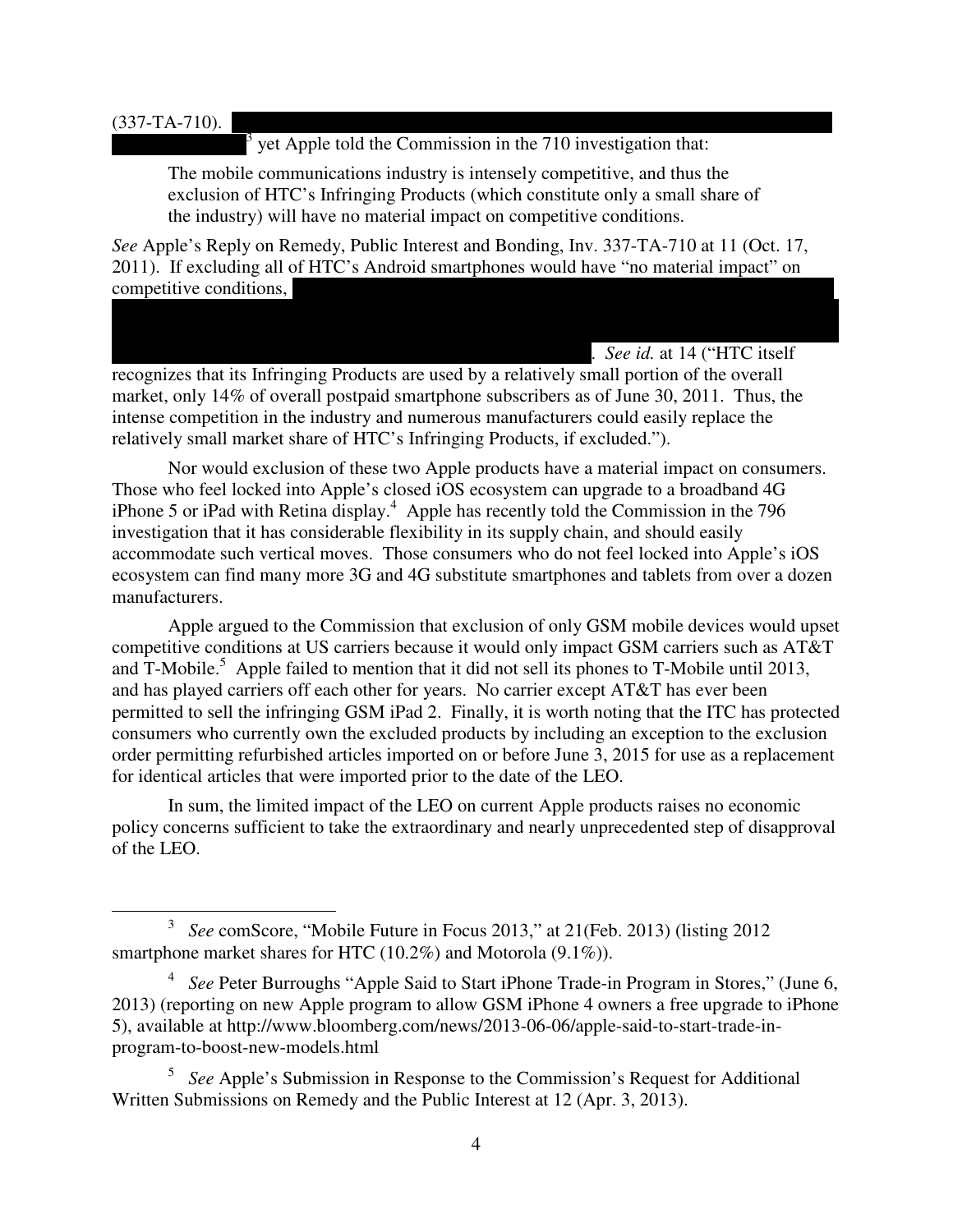(337-TA-710). [3] yet Apple told the Commission in the 710 investigation that:

> The mobile communications industry is intensely competitive, and thus the exclusion of HTC's Infringing Products (which constitute only a small share of the industry) will have no material impact on competitive conditions.

*See* Apple's Reply on Remedy, Public Interest and Bonding, Inv. 337-TA-710 at 11 (Oct. 17, 2011). If excluding all of HTC's Android smartphones would have "no material impact" on competitive conditions, . *See id.* at 14 ("HTC itself recognizes that its Infringing Products are used by a relatively small portion of the overall market, only 14% of overall postpaid smartphone subscribers as of June 30, 2011. Thus, the intense competition in the industry and numerous manufacturers could easily replace the relatively small market share of HTC's Infringing Products, if excluded.").

Nor would exclusion of these two Apple products have a material impact on consumers. Those who feel locked into Apple's closed iOS ecosystem can upgrade to a broadband 4G iPhone 5 or iPad with Retina display.[4] Apple has recently told the Commission in the 796 investigation that it has considerable flexibility in its supply chain, and should easily accommodate such vertical moves. Those consumers who do not feel locked into Apple's iOS ecosystem can find many more 3G and 4G substitute smartphones and tablets from over a dozen manufacturers.

Apple argued to the Commission that exclusion of only GSM mobile devices would upset competitive conditions at US carriers because it would only impact GSM carriers such as AT&T and T-Mobile.[5] Apple failed to mention that it did not sell its phones to T-Mobile until 2013, and has played carriers off each other for years. No carrier except AT&T has ever been permitted to sell the infringing GSM iPad 2. Finally, it is worth noting that the ITC has protected consumers who currently own the excluded products by including an exception to the exclusion order permitting refurbished articles imported on or before June 3, 2015 for use as a replacement for identical articles that were imported prior to the date of the LEO.

In sum, the limited impact of the LEO on current Apple products raises no economic policy concerns sufficient to take the extraordinary and nearly unprecedented step of disapproval of the LEO.

---

[3] *See* comScore, "Mobile Future in Focus 2013," at 21(Feb. 2013) (listing 2012 smartphone market shares for HTC (10.2%) and Motorola (9.1%)).

[4] *See* Peter Burroughs "Apple Said to Start iPhone Trade-in Program in Stores," (June 6, 2013) (reporting on new Apple program to allow GSM iPhone 4 owners a free upgrade to iPhone 5), available at http://www.bloomberg.com/news/2013-06-06/apple-said-to-start-trade-in-program-to-boost-new-models.html

[5] *See* Apple's Submission in Response to the Commission's Request for Additional Written Submissions on Remedy and the Public Interest at 12 (Apr. 3, 2013).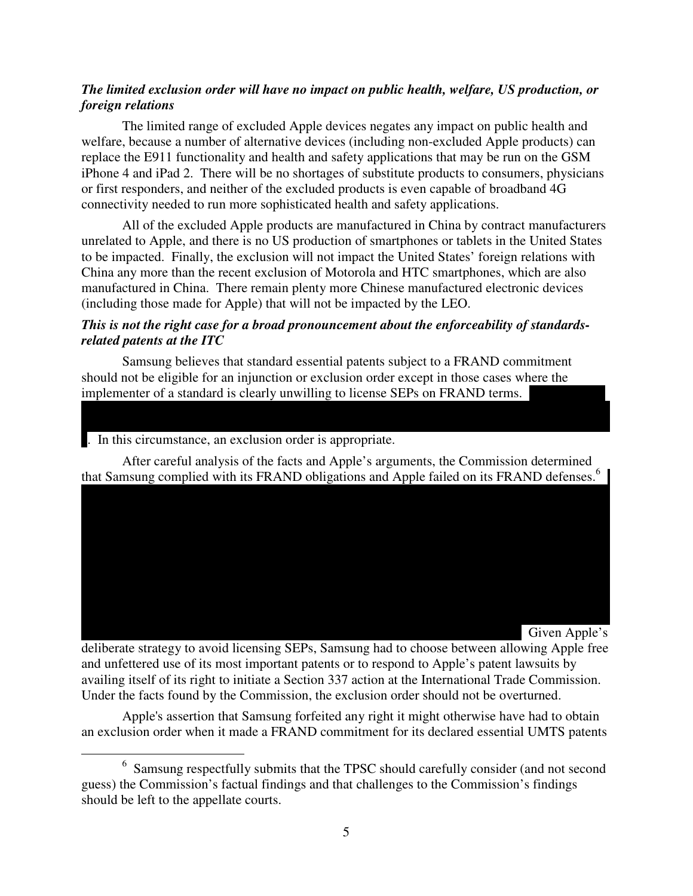***The limited exclusion order will have no impact on public health, welfare, US production, or foreign relations***

The limited range of excluded Apple devices negates any impact on public health and welfare, because a number of alternative devices (including non-excluded Apple products) can replace the E911 functionality and health and safety applications that may be run on the GSM iPhone 4 and iPad 2. There will be no shortages of substitute products to consumers, physicians or first responders, and neither of the excluded products is even capable of broadband 4G connectivity needed to run more sophisticated health and safety applications.

All of the excluded Apple products are manufactured in China by contract manufacturers unrelated to Apple, and there is no US production of smartphones or tablets in the United States to be impacted. Finally, the exclusion will not impact the United States' foreign relations with China any more than the recent exclusion of Motorola and HTC smartphones, which are also manufactured in China. There remain plenty more Chinese manufactured electronic devices (including those made for Apple) that will not be impacted by the LEO.

***This is not the right case for a broad pronouncement about the enforceability of standards-related patents at the ITC***

Samsung believes that standard essential patents subject to a FRAND commitment should not be eligible for an injunction or exclusion order except in those cases where the implementer of a standard is clearly unwilling to license SEPs on FRAND terms. . In this circumstance, an exclusion order is appropriate.

After careful analysis of the facts and Apple's arguments, the Commission determined that Samsung complied with its FRAND obligations and Apple failed on its FRAND defenses.[6] Given Apple's deliberate strategy to avoid licensing SEPs, Samsung had to choose between allowing Apple free and unfettered use of its most important patents or to respond to Apple's patent lawsuits by availing itself of its right to initiate a Section 337 action at the International Trade Commission. Under the facts found by the Commission, the exclusion order should not be overturned.

Apple's assertion that Samsung forfeited any right it might otherwise have had to obtain an exclusion order when it made a FRAND commitment for its declared essential UMTS patents

[6] Samsung respectfully submits that the TPSC should carefully consider (and not second guess) the Commission's factual findings and that challenges to the Commission's findings should be left to the appellate courts.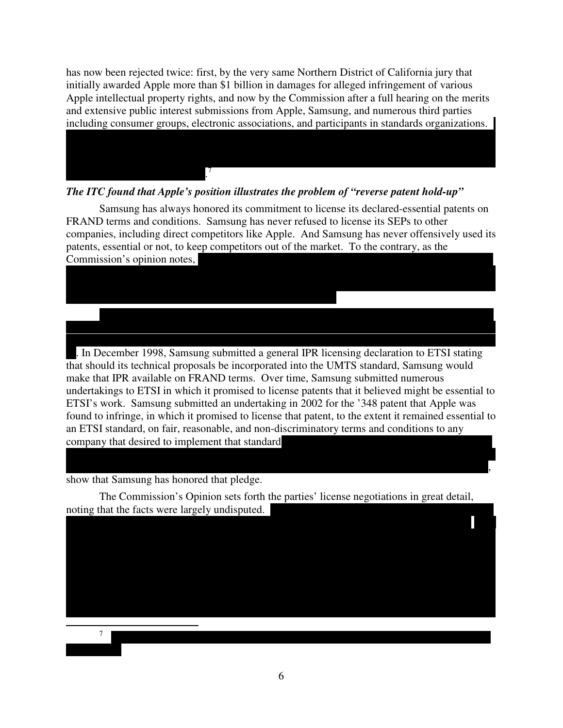has now been rejected twice: first, by the very same Northern District of California jury that initially awarded Apple more than $1 billion in damages for alleged infringement of various Apple intellectual property rights, and now by the Commission after a full hearing on the merits and extensive public interest submissions from Apple, Samsung, and numerous third parties including consumer groups, electronic associations, and participants in standards organizations. .[7]

***The ITC found that Apple's position illustrates the problem of "reverse patent hold-up"***

Samsung has always honored its commitment to license its declared-essential patents on FRAND terms and conditions. Samsung has never refused to license its SEPs to other companies, including direct competitors like Apple. And Samsung has never offensively used its patents, essential or not, to keep competitors out of the market. To the contrary, as the Commission's opinion notes,

. In December 1998, Samsung submitted a general IPR licensing declaration to ETSI stating that should its technical proposals be incorporated into the UMTS standard, Samsung would make that IPR available on FRAND terms. Over time, Samsung submitted numerous undertakings to ETSI in which it promised to license patents that it believed might be essential to ETSI's work. Samsung submitted an undertaking in 2002 for the '348 patent that Apple was found to infringe, in which it promised to license that patent, to the extent it remained essential to an ETSI standard, on fair, reasonable, and non-discriminatory terms and conditions to any company that desired to implement that standard , show that Samsung has honored that pledge.

The Commission's Opinion sets forth the parties' license negotiations in great detail, noting that the facts were largely undisputed.

[7]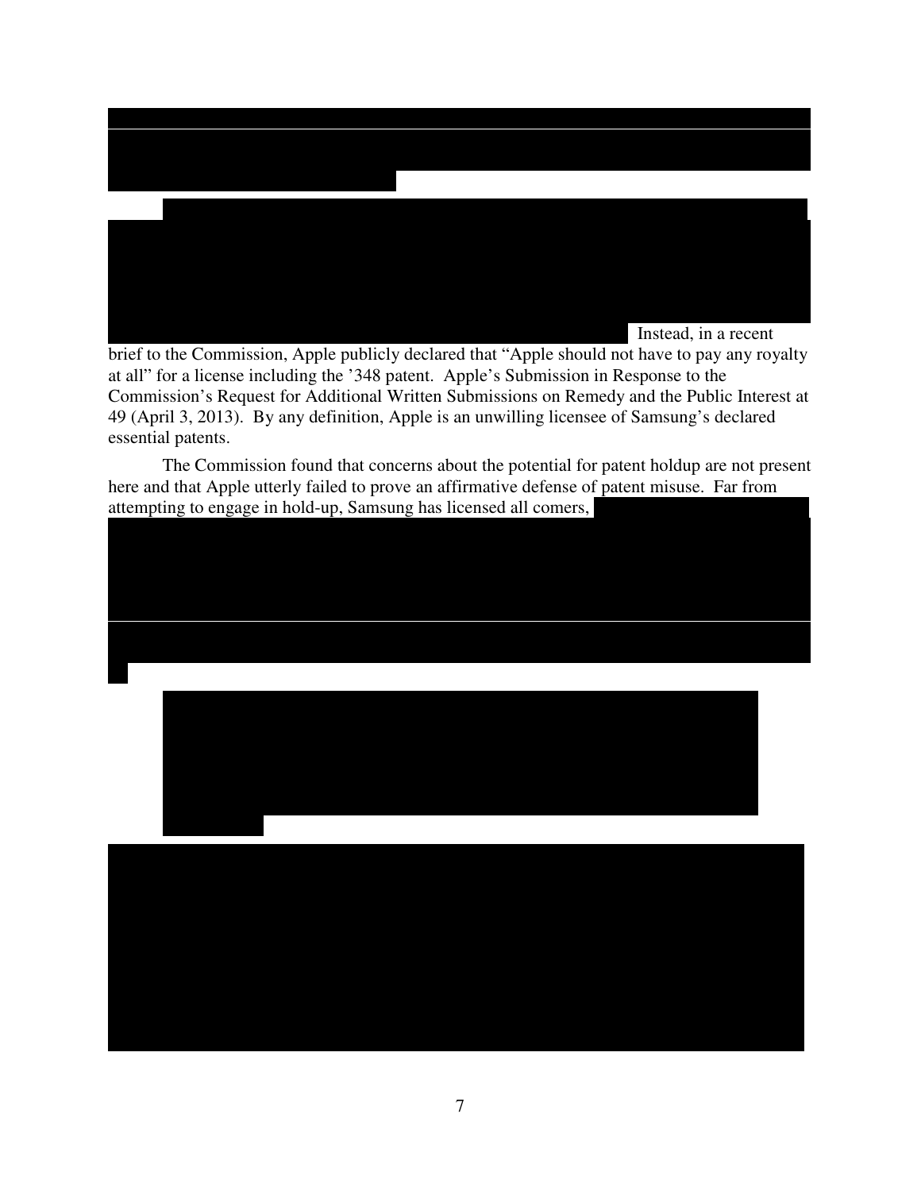Instead, in a recent brief to the Commission, Apple publicly declared that "Apple should not have to pay any royalty at all" for a license including the '348 patent. Apple's Submission in Response to the Commission's Request for Additional Written Submissions on Remedy and the Public Interest at 49 (April 3, 2013). By any definition, Apple is an unwilling licensee of Samsung's declared essential patents.

The Commission found that concerns about the potential for patent holdup are not present here and that Apple utterly failed to prove an affirmative defense of patent misuse. Far from attempting to engage in hold-up, Samsung has licensed all comers,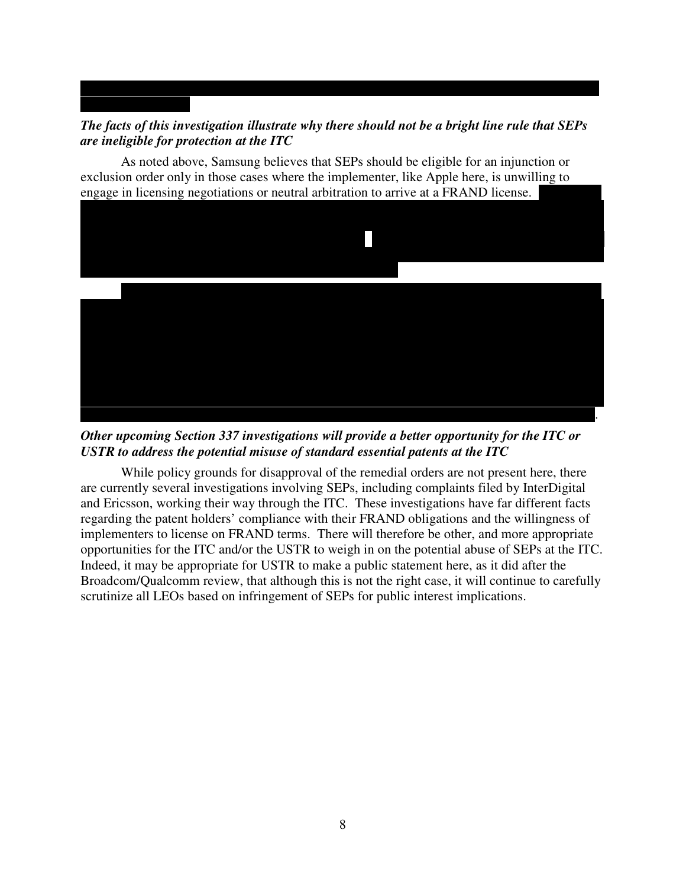***The facts of this investigation illustrate why there should not be a bright line rule that SEPs are ineligible for protection at the ITC***

As noted above, Samsung believes that SEPs should be eligible for an injunction or exclusion order only in those cases where the implementer, like Apple here, is unwilling to engage in licensing negotiations or neutral arbitration to arrive at a FRAND license.

.

***Other upcoming Section 337 investigations will provide a better opportunity for the ITC or USTR to address the potential misuse of standard essential patents at the ITC***

While policy grounds for disapproval of the remedial orders are not present here, there are currently several investigations involving SEPs, including complaints filed by InterDigital and Ericsson, working their way through the ITC. These investigations have far different facts regarding the patent holders' compliance with their FRAND obligations and the willingness of implementers to license on FRAND terms. There will therefore be other, and more appropriate opportunities for the ITC and/or the USTR to weigh in on the potential abuse of SEPs at the ITC. Indeed, it may be appropriate for USTR to make a public statement here, as it did after the Broadcom/Qualcomm review, that although this is not the right case, it will continue to carefully scrutinize all LEOs based on infringement of SEPs for public interest implications.